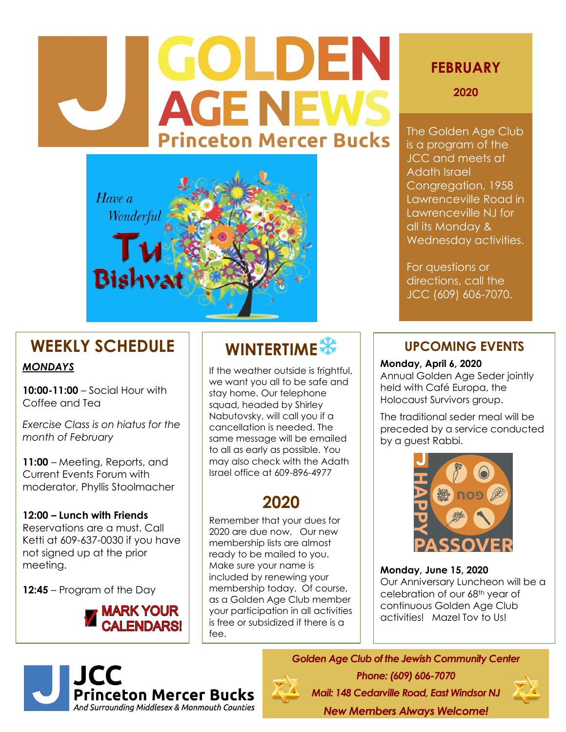# GOLDEN AGE NEWS

## Princeton Mercer Bucks

**FEBRUARY**

**2020**

The Golden Age Club is a program of the JCC and meets at Adath Israel Congregation, 1958 Lawrenceville Road in Lawrenceville NJ for all its Monday & Wednesday activities.

For questions or directions, call the JCC (609) 606-7070.

Have a Wonderful Tu Bishvat

## WEEKLY SCHEDULE

***MONDAYS***

**10:00-11:00** – Social Hour with Coffee and Tea

*Exercise Class is on hiatus for the month of February*

**11:00** – Meeting, Reports, and Current Events Forum with moderator, Phyllis Stoolmacher

**12:00 – Lunch with Friends**
Reservations are a must. Call Ketti at 609-637-0030 if you have not signed up at the prior meeting.

**12:45** – Program of the Day

MARK YOUR CALENDARS!

## WINTERTIME

If the weather outside is frightful, we want you all to be safe and stay home. Our telephone squad, headed by Shirley Nabutovsky, will call you if a cancellation is needed. The same message will be emailed to all as early as possible. You may also check with the Adath Israel office at 609-896-4977

## 2020

Remember that your dues for 2020 are due now. Our new membership lists are almost ready to be mailed to you. Make sure your name is included by renewing your membership today. Of course, as a Golden Age Club member your participation in all activities is free or subsidized if there is a fee.

## UPCOMING EVENTS

**Monday, April 6, 2020**
Annual Golden Age Seder jointly held with Café Europa, the Holocaust Survivors group.

The traditional seder meal will be preceded by a service conducted by a guest Rabbi.

HAPPY PASSOVER

**Monday, June 15, 2020**
Our Anniversary Luncheon will be a celebration of our 68th year of continuous Golden Age Club activities! Mazel Tov to Us!

JCC Princeton Mercer Bucks
*And Surrounding Middlesex & Monmouth Counties*

***Golden Age Club of the Jewish Community Center***
***Phone: (609) 606-7070***
***Mail: 148 Cedarville Road, East Windsor NJ***
***New Members Always Welcome!***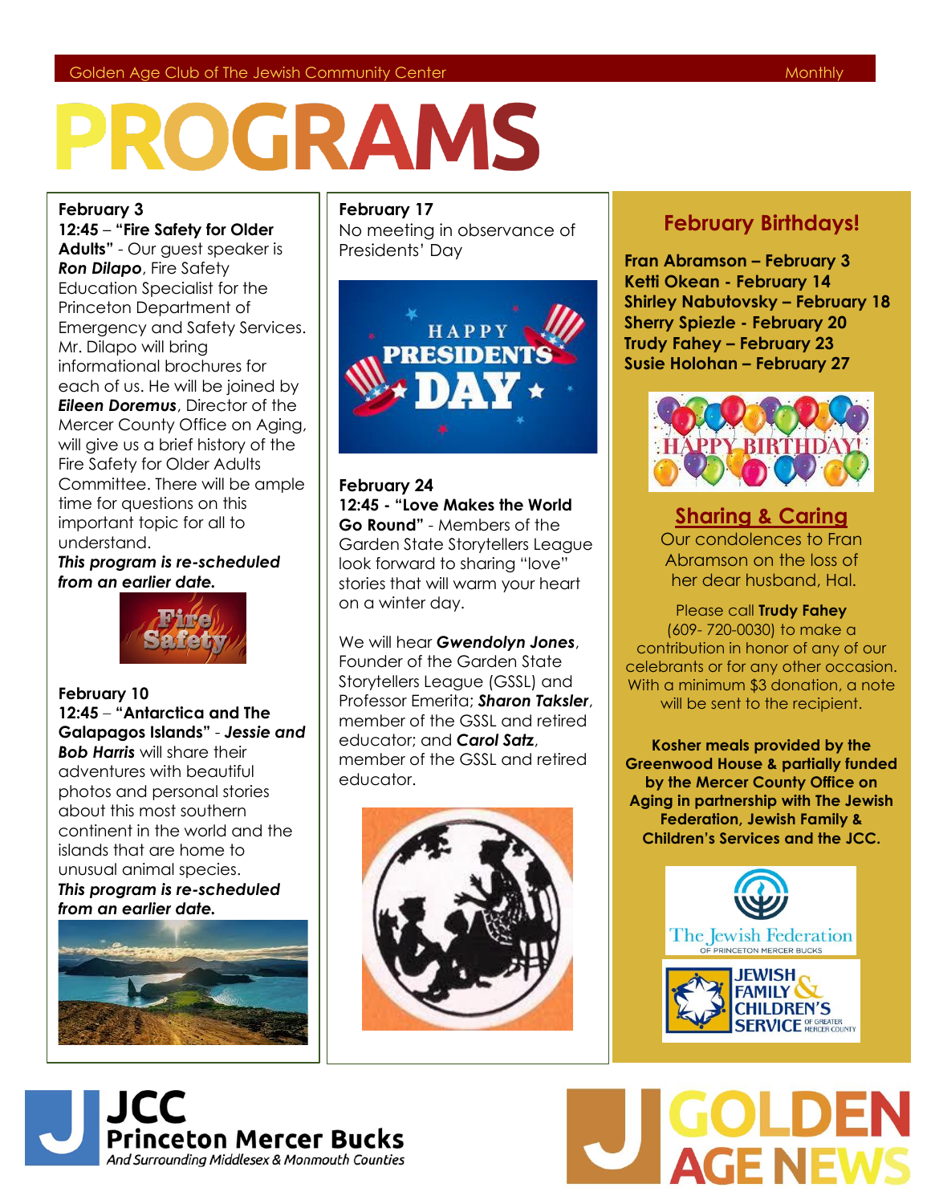Golden Age Club of The Jewish Community Center — Monthly

# PROGRAMS

**February 3**
**12:45 – "Fire Safety for Older Adults"** - Our guest speaker is ***Ron Dilapo***, Fire Safety Education Specialist for the Princeton Department of Emergency and Safety Services. Mr. Dilapo will bring informational brochures for each of us. He will be joined by ***Eileen Doremus***, Director of the Mercer County Office on Aging, will give us a brief history of the Fire Safety for Older Adults Committee. There will be ample time for questions on this important topic for all to understand.
***This program is re-scheduled from an earlier date.***

**February 10**
**12:45 – "Antarctica and The Galapagos Islands"** - ***Jessie and Bob Harris*** will share their adventures with beautiful photos and personal stories about this most southern continent in the world and the islands that are home to unusual animal species.
***This program is re-scheduled from an earlier date.***

**February 17**
No meeting in observance of Presidents' Day

**February 24**
**12:45 - "Love Makes the World Go Round"** - Members of the Garden State Storytellers League look forward to sharing "love" stories that will warm your heart on a winter day.

We will hear ***Gwendolyn Jones***, Founder of the Garden State Storytellers League (GSSL) and Professor Emerita; ***Sharon Taksler***, member of the GSSL and retired educator; and ***Carol Satz***, member of the GSSL and retired educator.

## February Birthdays!

**Fran Abramson – February 3**
**Ketti Okean - February 14**
**Shirley Nabutovsky – February 18**
**Sherry Spiezle - February 20**
**Trudy Fahey – February 23**
**Susie Holohan – February 27**

## Sharing & Caring

Our condolences to Fran Abramson on the loss of her dear husband, Hal.

Please call **Trudy Fahey** (609- 720-0030) to make a contribution in honor of any of our celebrants or for any other occasion. With a minimum $3 donation, a note will be sent to the recipient.

**Kosher meals provided by the Greenwood House & partially funded by the Mercer County Office on Aging in partnership with The Jewish Federation, Jewish Family & Children's Services and the JCC.**

The Jewish Federation of Princeton Mercer Bucks

Jewish Family & Children's Service of Greater Mercer County

JCC Princeton Mercer Bucks
*And Surrounding Middlesex & Monmouth Counties*

GOLDEN AGE NEWS